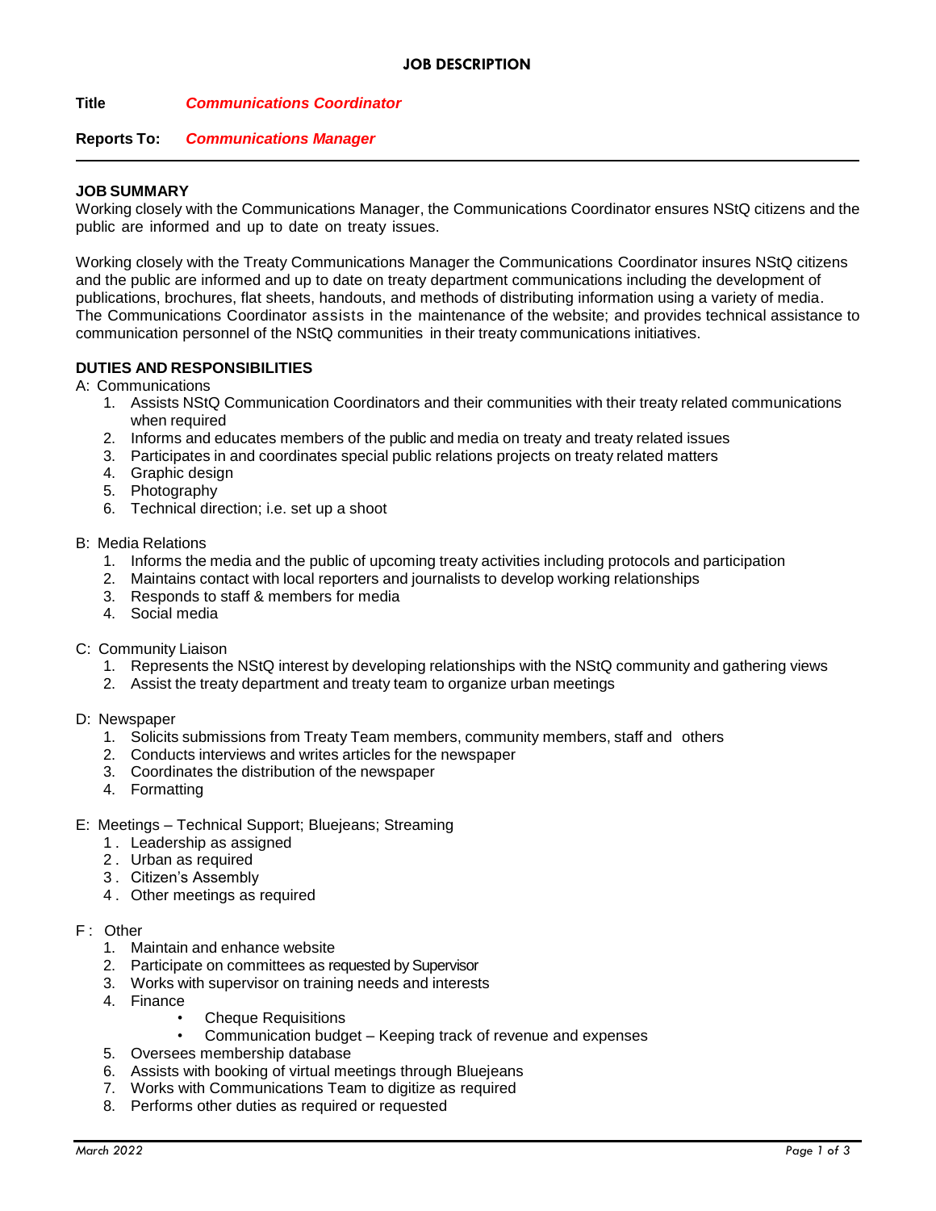# JOB DESCRIPTION

**Title** ***Communications Coordinator***

**Reports To:** ***Communications Manager***

---

## JOB SUMMARY

Working closely with the Communications Manager, the Communications Coordinator ensures NStQ citizens and the public are informed and up to date on treaty issues.

Working closely with the Treaty Communications Manager the Communications Coordinator insures NStQ citizens and the public are informed and up to date on treaty department communications including the development of publications, brochures, flat sheets, handouts, and methods of distributing information using a variety of media. The Communications Coordinator assists in the maintenance of the website; and provides technical assistance to communication personnel of the NStQ communities in their treaty communications initiatives.

## DUTIES AND RESPONSIBILITIES

A: Communications

1. Assists NStQ Communication Coordinators and their communities with their treaty related communications when required
2. Informs and educates members of the public and media on treaty and treaty related issues
3. Participates in and coordinates special public relations projects on treaty related matters
4. Graphic design
5. Photography
6. Technical direction; i.e. set up a shoot

B: Media Relations

1. Informs the media and the public of upcoming treaty activities including protocols and participation
2. Maintains contact with local reporters and journalists to develop working relationships
3. Responds to staff & members for media
4. Social media

C: Community Liaison

1. Represents the NStQ interest by developing relationships with the NStQ community and gathering views
2. Assist the treaty department and treaty team to organize urban meetings

D: Newspaper

1. Solicits submissions from Treaty Team members, community members, staff and others
2. Conducts interviews and writes articles for the newspaper
3. Coordinates the distribution of the newspaper
4. Formatting

E: Meetings – Technical Support; Bluejeans; Streaming

1. Leadership as assigned
2. Urban as required
3. Citizen's Assembly
4. Other meetings as required

F: Other

1. Maintain and enhance website
2. Participate on committees as requested by Supervisor
3. Works with supervisor on training needs and interests
4. Finance
   - Cheque Requisitions
   - Communication budget – Keeping track of revenue and expenses
5. Oversees membership database
6. Assists with booking of virtual meetings through Bluejeans
7. Works with Communications Team to digitize as required
8. Performs other duties as required or requested

*March 2022*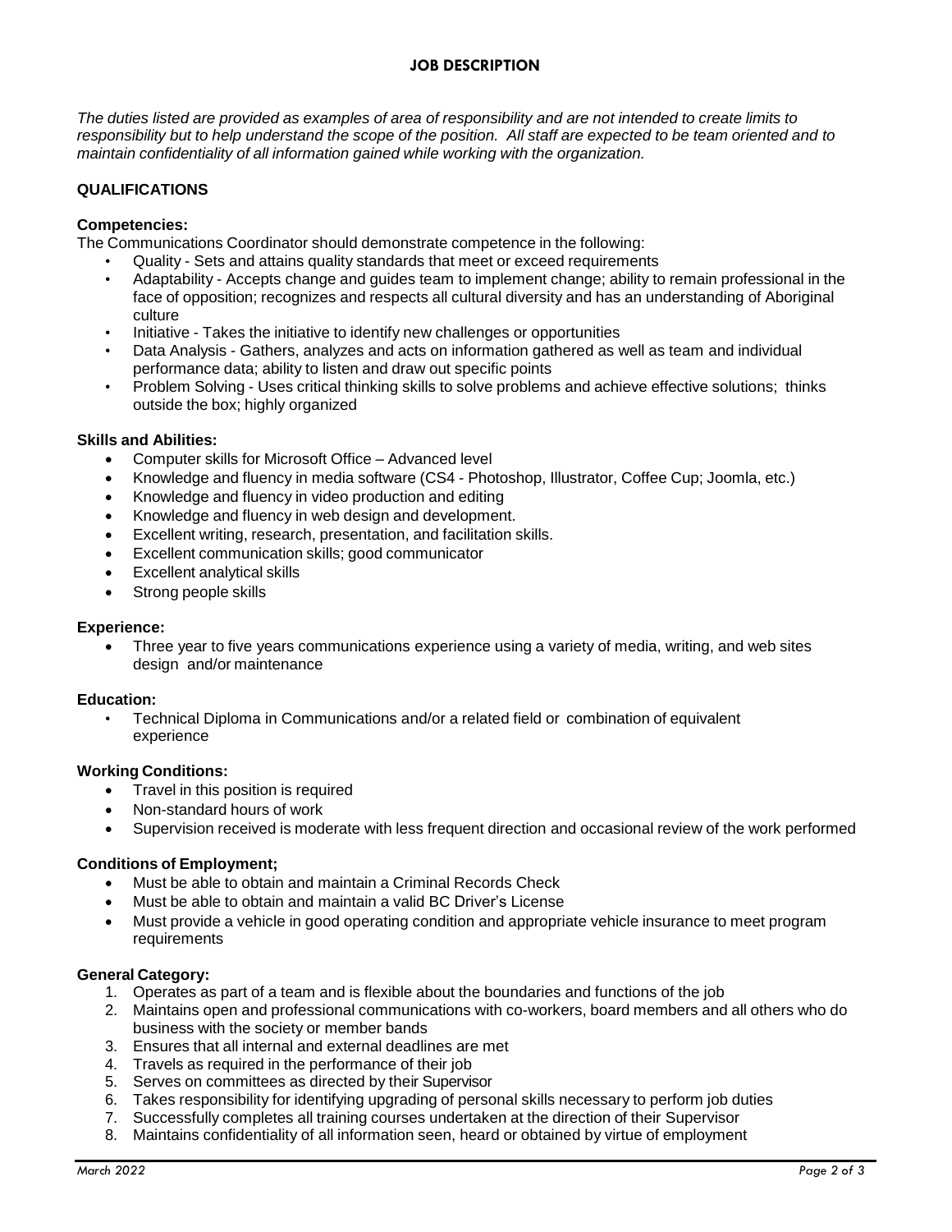# JOB DESCRIPTION

*The duties listed are provided as examples of area of responsibility and are not intended to create limits to responsibility but to help understand the scope of the position. All staff are expected to be team oriented and to maintain confidentiality of all information gained while working with the organization.*

## QUALIFICATIONS

### Competencies:

The Communications Coordinator should demonstrate competence in the following:

- Quality - Sets and attains quality standards that meet or exceed requirements
- Adaptability - Accepts change and guides team to implement change; ability to remain professional in the face of opposition; recognizes and respects all cultural diversity and has an understanding of Aboriginal culture
- Initiative - Takes the initiative to identify new challenges or opportunities
- Data Analysis - Gathers, analyzes and acts on information gathered as well as team and individual performance data; ability to listen and draw out specific points
- Problem Solving - Uses critical thinking skills to solve problems and achieve effective solutions; thinks outside the box; highly organized

### Skills and Abilities:

- Computer skills for Microsoft Office – Advanced level
- Knowledge and fluency in media software (CS4 - Photoshop, Illustrator, Coffee Cup; Joomla, etc.)
- Knowledge and fluency in video production and editing
- Knowledge and fluency in web design and development.
- Excellent writing, research, presentation, and facilitation skills.
- Excellent communication skills; good communicator
- Excellent analytical skills
- Strong people skills

### Experience:

- Three year to five years communications experience using a variety of media, writing, and web sites design and/or maintenance

### Education:

- Technical Diploma in Communications and/or a related field or combination of equivalent experience

### Working Conditions:

- Travel in this position is required
- Non-standard hours of work
- Supervision received is moderate with less frequent direction and occasional review of the work performed

### Conditions of Employment;

- Must be able to obtain and maintain a Criminal Records Check
- Must be able to obtain and maintain a valid BC Driver's License
- Must provide a vehicle in good operating condition and appropriate vehicle insurance to meet program requirements

### General Category:

1. Operates as part of a team and is flexible about the boundaries and functions of the job
2. Maintains open and professional communications with co-workers, board members and all others who do business with the society or member bands
3. Ensures that all internal and external deadlines are met
4. Travels as required in the performance of their job
5. Serves on committees as directed by their Supervisor
6. Takes responsibility for identifying upgrading of personal skills necessary to perform job duties
7. Successfully completes all training courses undertaken at the direction of their Supervisor
8. Maintains confidentiality of all information seen, heard or obtained by virtue of employment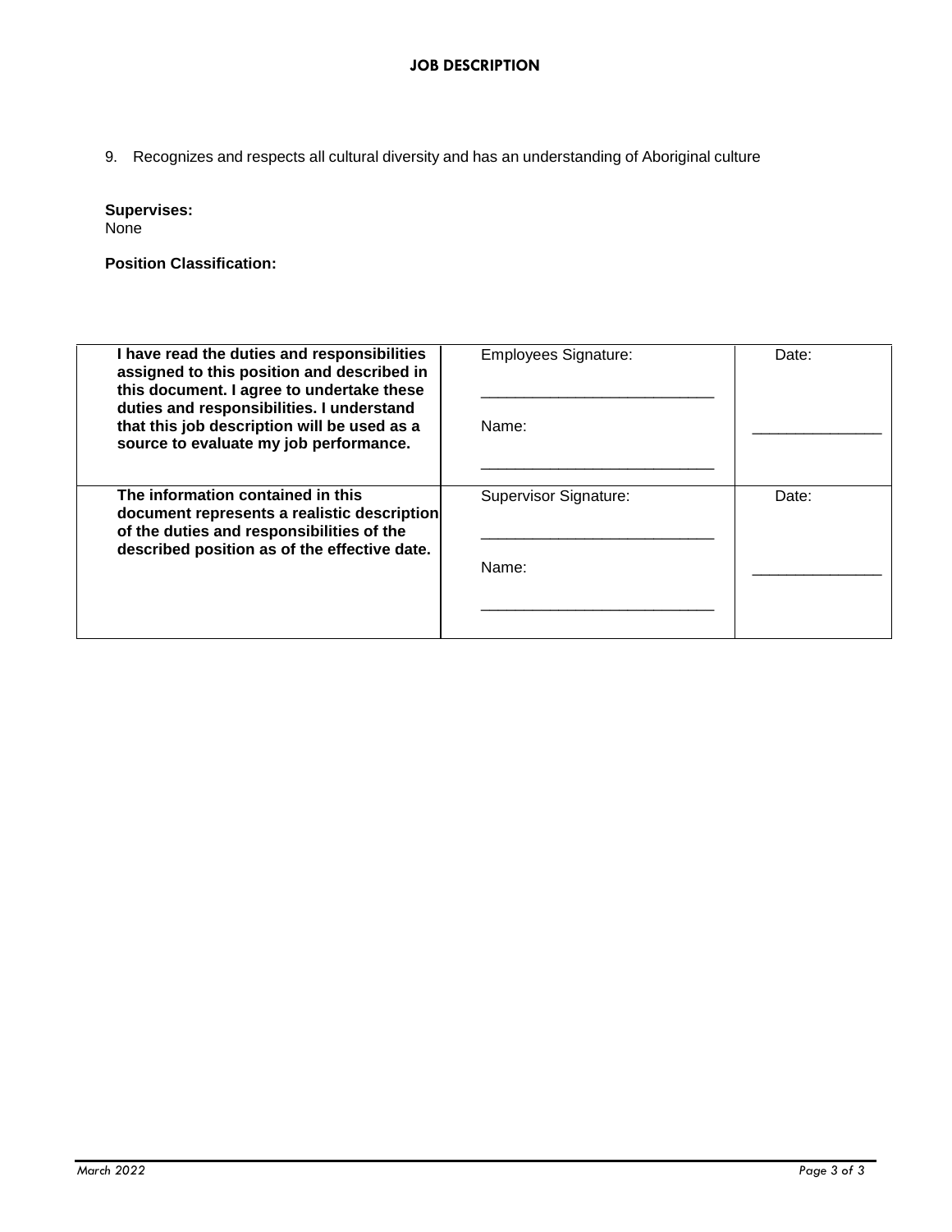9. Recognizes and respects all cultural diversity and has an understanding of Aboriginal culture

**Supervises:**
None

**Position Classification:**

| | | |
|---|---|---|
| **I have read the duties and responsibilities assigned to this position and described in this document. I agree to undertake these duties and responsibilities. I understand that this job description will be used as a source to evaluate my job performance.** | Employees Signature: ___________________________ Name: ___________________________ | Date: _______________ |
| **The information contained in this document represents a realistic description of the duties and responsibilities of the described position as of the effective date.** | Supervisor Signature: ___________________________ Name: ___________________________ | Date: _______________ |

*March 2022*